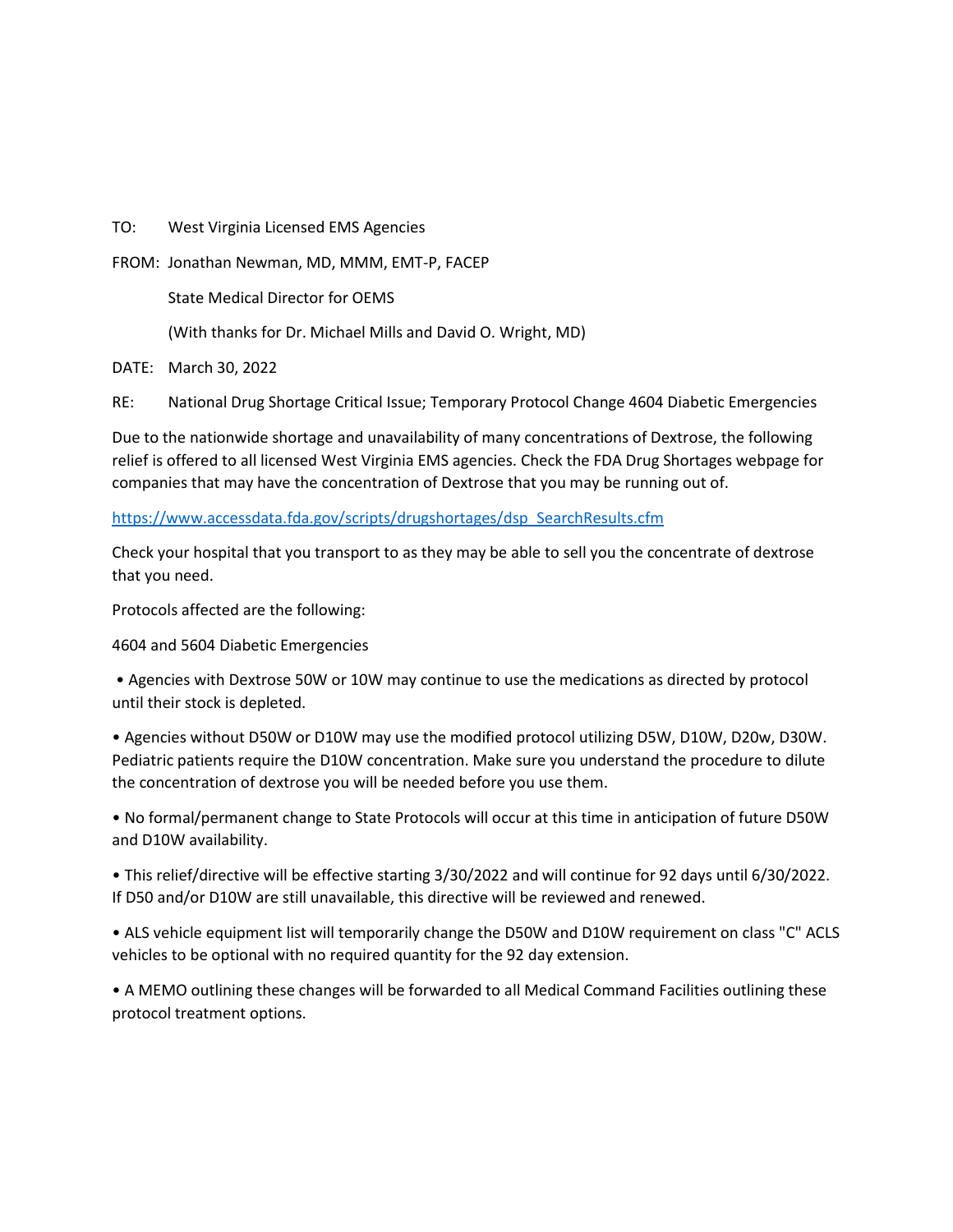TO: West Virginia Licensed EMS Agencies

FROM: Jonathan Newman, MD, MMM, EMT-P, FACEP

State Medical Director for OEMS

(With thanks for Dr. Michael Mills and David O. Wright, MD)

DATE: March 30, 2022

RE: National Drug Shortage Critical Issue; Temporary Protocol Change 4604 Diabetic Emergencies

Due to the nationwide shortage and unavailability of many concentrations of Dextrose, the following relief is offered to all licensed West Virginia EMS agencies. Check the FDA Drug Shortages webpage for companies that may have the concentration of Dextrose that you may be running out of.

https://www.accessdata.fda.gov/scripts/drugshortages/dsp_SearchResults.cfm

Check your hospital that you transport to as they may be able to sell you the concentrate of dextrose that you need.

Protocols affected are the following:

4604 and 5604 Diabetic Emergencies

- Agencies with Dextrose 50W or 10W may continue to use the medications as directed by protocol until their stock is depleted.
- Agencies without D50W or D10W may use the modified protocol utilizing D5W, D10W, D20w, D30W. Pediatric patients require the D10W concentration. Make sure you understand the procedure to dilute the concentration of dextrose you will be needed before you use them.
- No formal/permanent change to State Protocols will occur at this time in anticipation of future D50W and D10W availability.
- This relief/directive will be effective starting 3/30/2022 and will continue for 92 days until 6/30/2022. If D50 and/or D10W are still unavailable, this directive will be reviewed and renewed.
- ALS vehicle equipment list will temporarily change the D50W and D10W requirement on class "C" ACLS vehicles to be optional with no required quantity for the 92 day extension.
- A MEMO outlining these changes will be forwarded to all Medical Command Facilities outlining these protocol treatment options.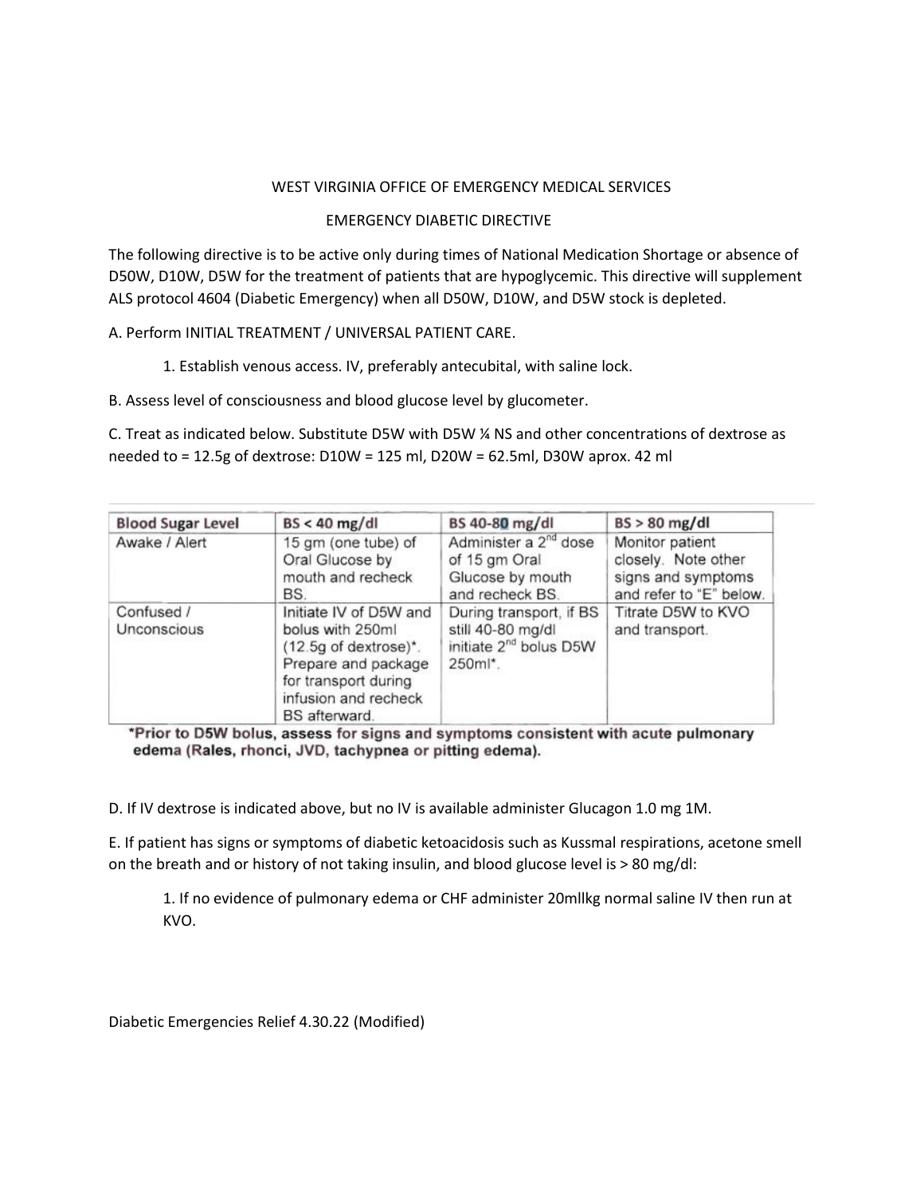WEST VIRGINIA OFFICE OF EMERGENCY MEDICAL SERVICES

EMERGENCY DIABETIC DIRECTIVE

The following directive is to be active only during times of National Medication Shortage or absence of D50W, D10W, D5W for the treatment of patients that are hypoglycemic. This directive will supplement ALS protocol 4604 (Diabetic Emergency) when all D50W, D10W, and D5W stock is depleted.

A. Perform INITIAL TREATMENT / UNIVERSAL PATIENT CARE.

1. Establish venous access. IV, preferably antecubital, with saline lock.

B. Assess level of consciousness and blood glucose level by glucometer.

C. Treat as indicated below. Substitute D5W with D5W ¼ NS and other concentrations of dextrose as needed to = 12.5g of dextrose: D10W = 125 ml, D20W = 62.5ml, D30W aprox. 42 ml

| **Blood Sugar Level** | **BS < 40 mg/dl** | **BS 40-80 mg/dl** | **BS > 80 mg/dl** |
|---|---|---|---|
| Awake / Alert | 15 gm (one tube) of Oral Glucose by mouth and recheck BS. | Administer a 2nd dose of 15 gm Oral Glucose by mouth and recheck BS. | Monitor patient closely. Note other signs and symptoms and refer to "E" below. |
| Confused / Unconscious | Initiate IV of D5W and bolus with 250ml (12.5g of dextrose)*. Prepare and package for transport during infusion and recheck BS afterward. | During transport, if BS still 40-80 mg/dl initiate 2nd bolus D5W 250ml*. | Titrate D5W to KVO and transport. |

**\*Prior to D5W bolus, assess for signs and symptoms consistent with acute pulmonary edema (Rales, rhonci, JVD, tachypnea or pitting edema).**

D. If IV dextrose is indicated above, but no IV is available administer Glucagon 1.0 mg 1M.

E. If patient has signs or symptoms of diabetic ketoacidosis such as Kussmal respirations, acetone smell on the breath and or history of not taking insulin, and blood glucose level is > 80 mg/dl:

1. If no evidence of pulmonary edema or CHF administer 20mllkg normal saline IV then run at KVO.

Diabetic Emergencies Relief 4.30.22 (Modified)